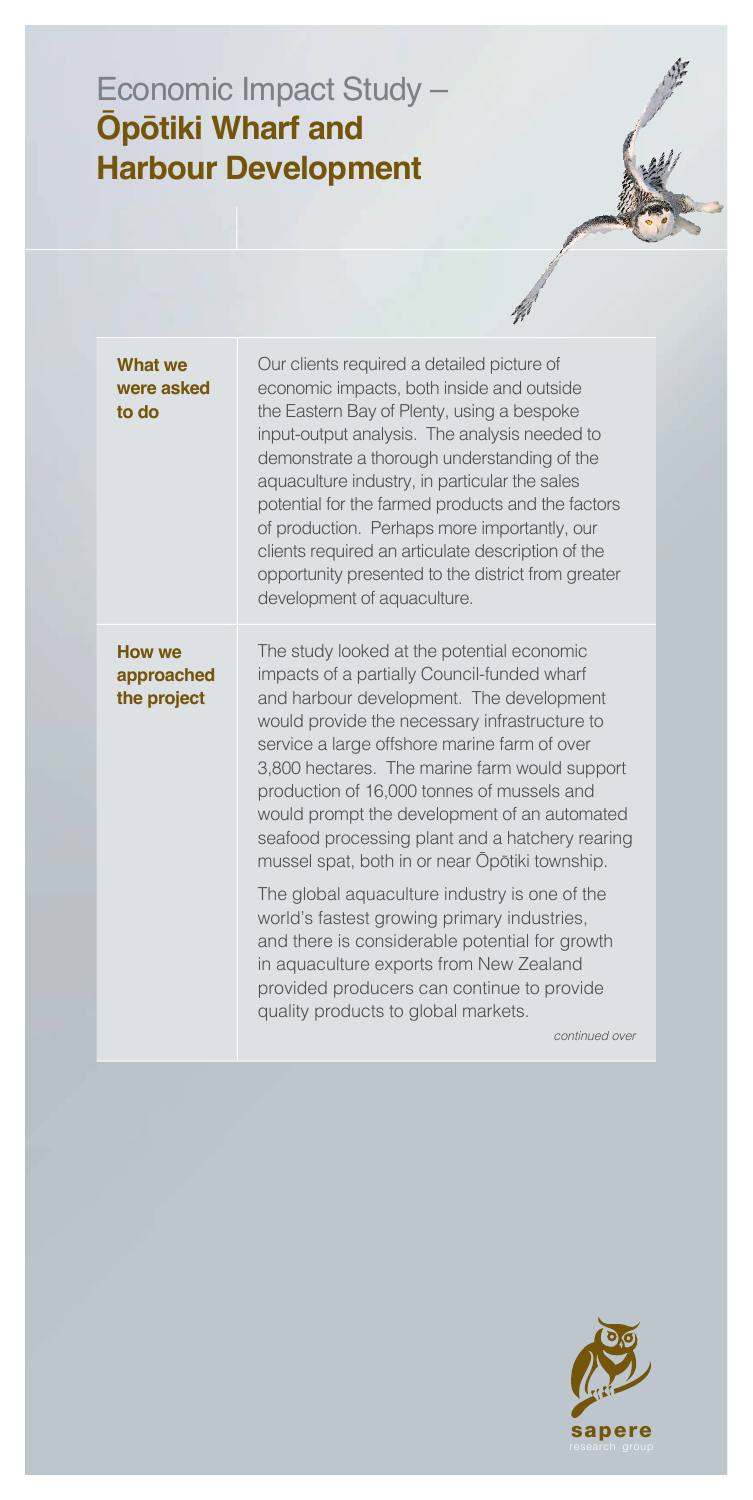# Economic Impact Study – **Ōpōtiki Wharf and Harbour Development**

**What we were asked to do**

Our clients required a detailed picture of economic impacts, both inside and outside the Eastern Bay of Plenty, using a bespoke input-output analysis. The analysis needed to demonstrate a thorough understanding of the aquaculture industry, in particular the sales potential for the farmed products and the factors of production. Perhaps more importantly, our clients required an articulate description of the opportunity presented to the district from greater development of aquaculture.

**How we approached the project**

The study looked at the potential economic impacts of a partially Council-funded wharf and harbour development. The development would provide the necessary infrastructure to service a large offshore marine farm of over 3,800 hectares. The marine farm would support production of 16,000 tonnes of mussels and would prompt the development of an automated seafood processing plant and a hatchery rearing mussel spat, both in or near Ōpōtiki township.

The global aquaculture industry is one of the world's fastest growing primary industries, and there is considerable potential for growth in aquaculture exports from New Zealand provided producers can continue to provide quality products to global markets.

*continued over*

sapere
research group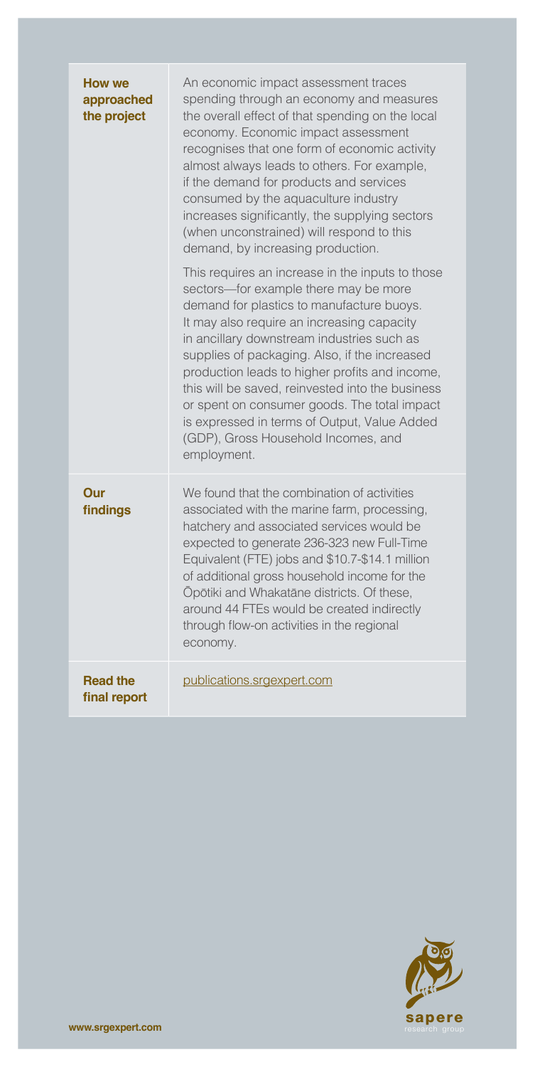**How we approached the project**

An economic impact assessment traces spending through an economy and measures the overall effect of that spending on the local economy. Economic impact assessment recognises that one form of economic activity almost always leads to others. For example, if the demand for products and services consumed by the aquaculture industry increases significantly, the supplying sectors (when unconstrained) will respond to this demand, by increasing production.

This requires an increase in the inputs to those sectors—for example there may be more demand for plastics to manufacture buoys. It may also require an increasing capacity in ancillary downstream industries such as supplies of packaging. Also, if the increased production leads to higher profits and income, this will be saved, reinvested into the business or spent on consumer goods. The total impact is expressed in terms of Output, Value Added (GDP), Gross Household Incomes, and employment.

**Our findings**

We found that the combination of activities associated with the marine farm, processing, hatchery and associated services would be expected to generate 236-323 new Full-Time Equivalent (FTE) jobs and $10.7-$14.1 million of additional gross household income for the Ōpōtiki and Whakatāne districts. Of these, around 44 FTEs would be created indirectly through flow-on activities in the regional economy.

**Read the final report**

publications.srgexpert.com

sapere
research group

www.srgexpert.com